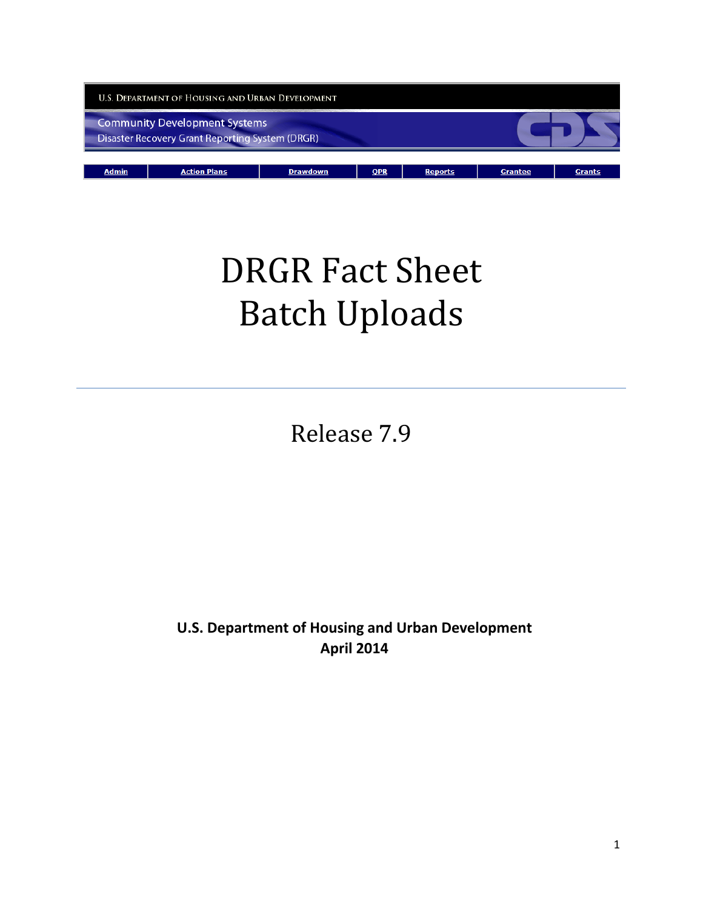U.S. DEPARTMENT OF HOUSING AND URBAN DEVELOPMENT

Community Development Systems
Disaster Recovery Grant Reporting System (DRGR)

| Admin | Action Plans | Drawdown | QPR | Reports | Grantee | Grants |
| --- | --- | --- | --- | --- | --- | --- |

# DRGR Fact Sheet
# Batch Uploads

---

## Release 7.9

**U.S. Department of Housing and Urban Development**
**April 2014**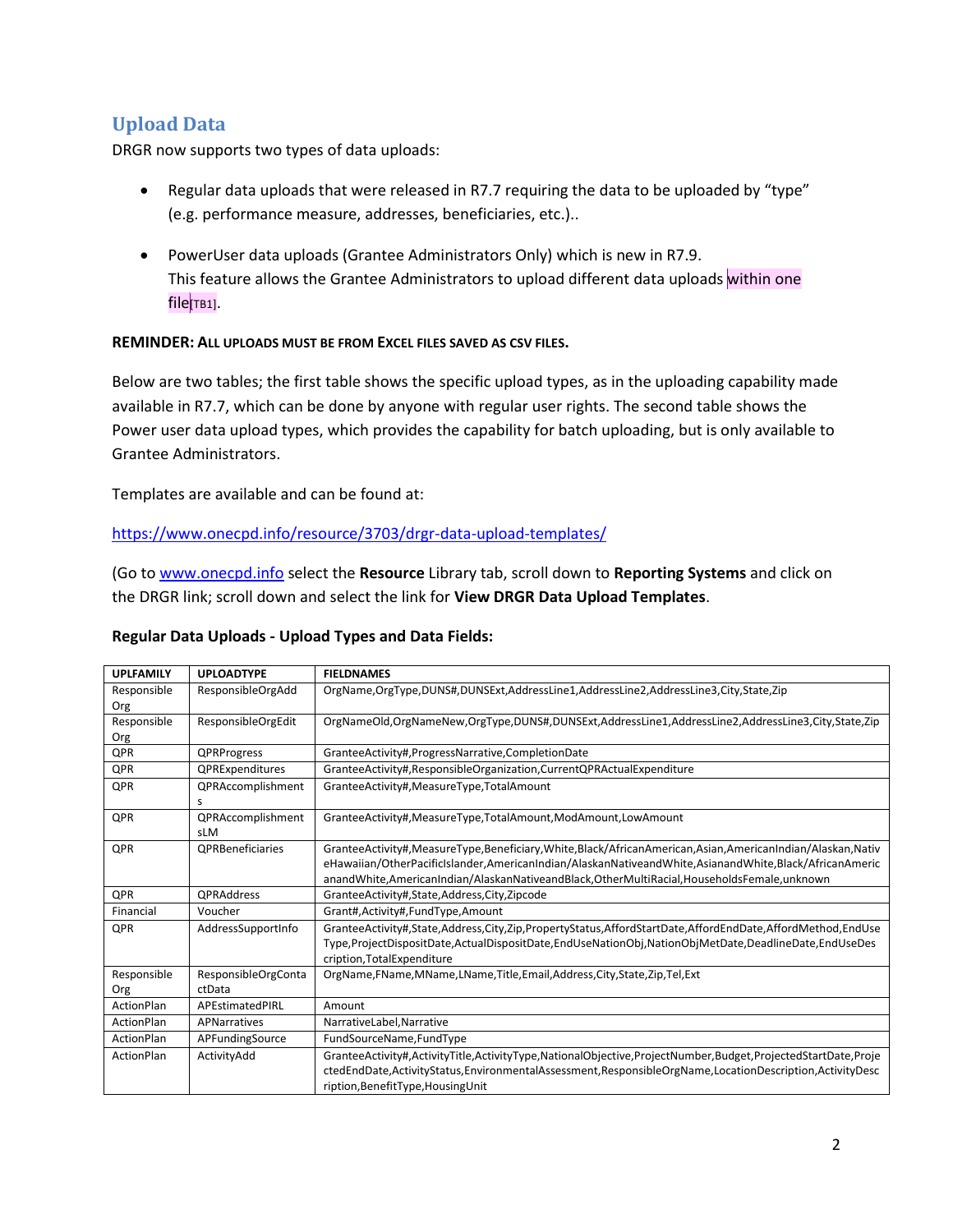## Upload Data

DRGR now supports two types of data uploads:

- Regular data uploads that were released in R7.7 requiring the data to be uploaded by "type" (e.g. performance measure, addresses, beneficiaries, etc.)..
- PowerUser data uploads (Grantee Administrators Only) which is new in R7.9.
  This feature allows the Grantee Administrators to upload different data uploads within one file[TB1].

**REMINDER: ALL UPLOADS MUST BE FROM EXCEL FILES SAVED AS CSV FILES.**

Below are two tables; the first table shows the specific upload types, as in the uploading capability made available in R7.7, which can be done by anyone with regular user rights. The second table shows the Power user data upload types, which provides the capability for batch uploading, but is only available to Grantee Administrators.

Templates are available and can be found at:

https://www.onecpd.info/resource/3703/drgr-data-upload-templates/

(Go to www.onecpd.info select the **Resource** Library tab, scroll down to **Reporting Systems** and click on the DRGR link; scroll down and select the link for **View DRGR Data Upload Templates**.

**Regular Data Uploads - Upload Types and Data Fields:**

| UPLFAMILY | UPLOADTYPE | FIELDNAMES |
|---|---|---|
| Responsible Org | ResponsibleOrgAdd | OrgName,OrgType,DUNS#,DUNSExt,AddressLine1,AddressLine2,AddressLine3,City,State,Zip |
| Responsible Org | ResponsibleOrgEdit | OrgNameOld,OrgNameNew,OrgType,DUNS#,DUNSExt,AddressLine1,AddressLine2,AddressLine3,City,State,Zip |
| QPR | QPRProgress | GranteeActivity#,ProgressNarrative,CompletionDate |
| QPR | QPRExpenditures | GranteeActivity#,ResponsibleOrganization,CurrentQPRActualExpenditure |
| QPR | QPRAccomplishments | GranteeActivity#,MeasureType,TotalAmount |
| QPR | QPRAccomplishmentsLM | GranteeActivity#,MeasureType,TotalAmount,ModAmount,LowAmount |
| QPR | QPRBeneficiaries | GranteeActivity#,MeasureType,Beneficiary,White,Black/AfricanAmerican,Asian,AmericanIndian/Alaskan,NativeHawaiian/OtherPacificIslander,AmericanIndian/AlaskanNativeandWhite,AsianandWhite,Black/AfricanAmericanandWhite,AmericanIndian/AlaskanNativeandBlack,OtherMultiRacial,HouseholdsFemale,unknown |
| QPR | QPRAddress | GranteeActivity#,State,Address,City,Zipcode |
| Financial | Voucher | Grant#,Activity#,FundType,Amount |
| QPR | AddressSupportInfo | GranteeActivity#,State,Address,City,Zip,PropertyStatus,AffordStartDate,AffordEndDate,AffordMethod,EndUseType,ProjectDispositDate,ActualDispositDate,EndUseNationObj,NationObjMetDate,DeadlineDate,EndUseDescription,TotalExpenditure |
| Responsible Org | ResponsibleOrgContactData | OrgName,FName,MName,LName,Title,Email,Address,City,State,Zip,Tel,Ext |
| ActionPlan | APEstimatedPIRL | Amount |
| ActionPlan | APNarratives | NarrativeLabel,Narrative |
| ActionPlan | APFundingSource | FundSourceName,FundType |
| ActionPlan | ActivityAdd | GranteeActivity#,ActivityTitle,ActivityType,NationalObjective,ProjectNumber,Budget,ProjectedStartDate,ProjectedEndDate,ActivityStatus,EnvironmentalAssessment,ResponsibleOrgName,LocationDescription,ActivityDescription,BenefitType,HousingUnit |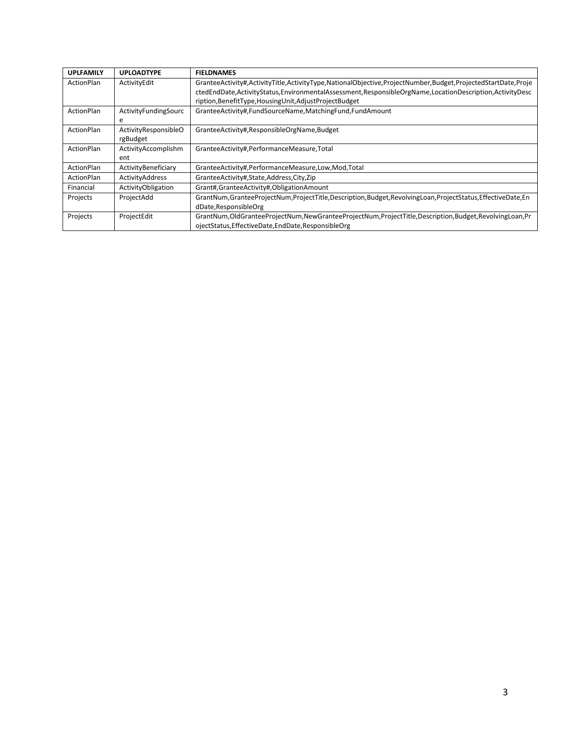| UPLFAMILY | UPLOADTYPE | FIELDNAMES |
|---|---|---|
| ActionPlan | ActivityEdit | GranteeActivity#,ActivityTitle,ActivityType,NationalObjective,ProjectNumber,Budget,ProjectedStartDate,ProjectedEndDate,ActivityStatus,EnvironmentalAssessment,ResponsibleOrgName,LocationDescription,ActivityDescription,BenefitType,HousingUnit,AdjustProjectBudget |
| ActionPlan | ActivityFundingSource | GranteeActivity#,FundSourceName,MatchingFund,FundAmount |
| ActionPlan | ActivityResponsibleOrgBudget | GranteeActivity#,ResponsibleOrgName,Budget |
| ActionPlan | ActivityAccomplishment | GranteeActivity#,PerformanceMeasure,Total |
| ActionPlan | ActivityBeneficiary | GranteeActivity#,PerformanceMeasure,Low,Mod,Total |
| ActionPlan | ActivityAddress | GranteeActivity#,State,Address,City,Zip |
| Financial | ActivityObligation | Grant#,GranteeActivity#,ObligationAmount |
| Projects | ProjectAdd | GrantNum,GranteeProjectNum,ProjectTitle,Description,Budget,RevolvingLoan,ProjectStatus,EffectiveDate,EndDate,ResponsibleOrg |
| Projects | ProjectEdit | GrantNum,OldGranteeProjectNum,NewGranteeProjectNum,ProjectTitle,Description,Budget,RevolvingLoan,ProjectStatus,EffectiveDate,EndDate,ResponsibleOrg |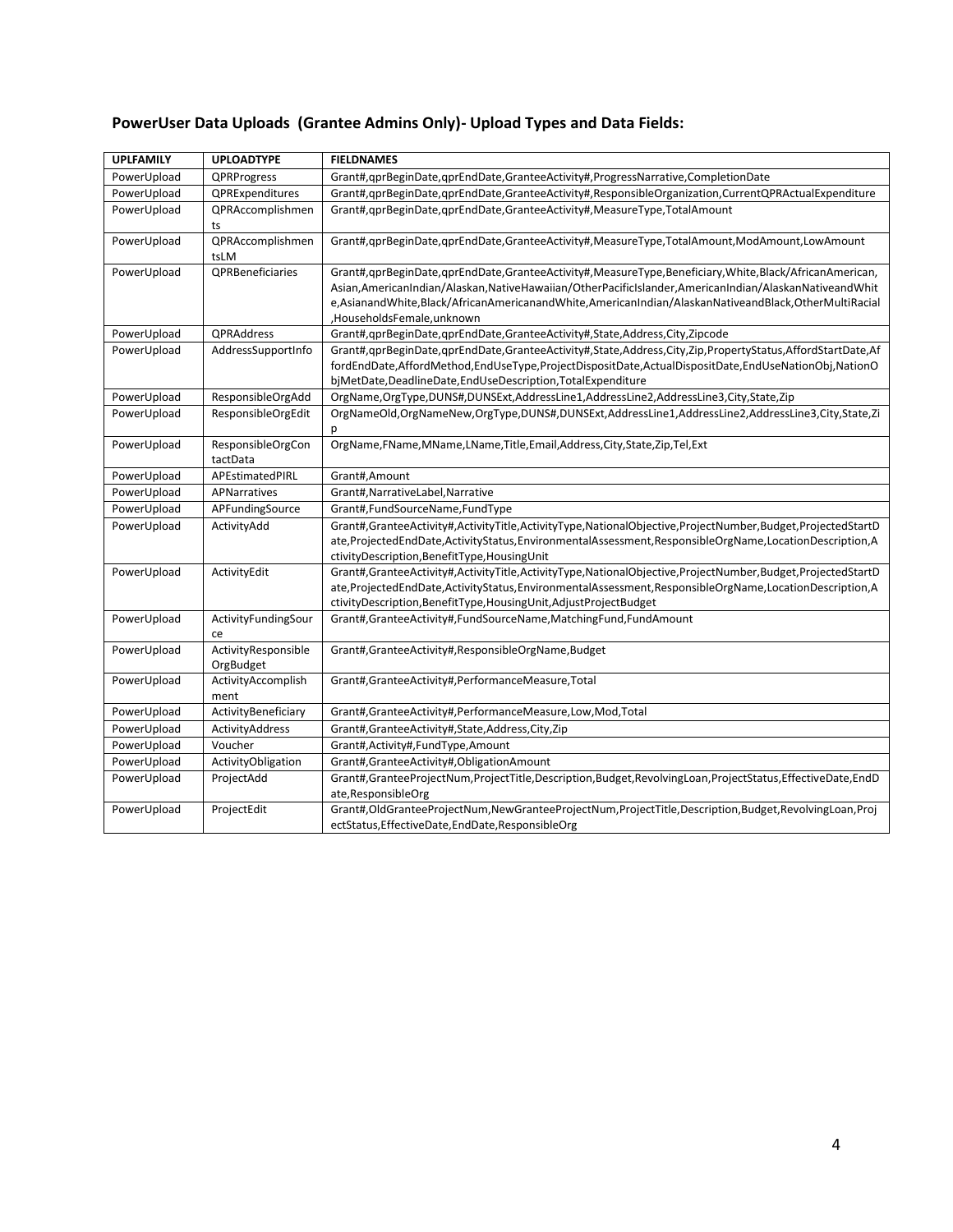## PowerUser Data Uploads (Grantee Admins Only)- Upload Types and Data Fields:

| UPLFAMILY | UPLOADTYPE | FIELDNAMES |
|---|---|---|
| PowerUpload | QPRProgress | Grant#,qprBeginDate,qprEndDate,GranteeActivity#,ProgressNarrative,CompletionDate |
| PowerUpload | QPRExpenditures | Grant#,qprBeginDate,qprEndDate,GranteeActivity#,ResponsibleOrganization,CurrentQPRActualExpenditure |
| PowerUpload | QPRAccomplishments | Grant#,qprBeginDate,qprEndDate,GranteeActivity#,MeasureType,TotalAmount |
| PowerUpload | QPRAccomplishmentsLM | Grant#,qprBeginDate,qprEndDate,GranteeActivity#,MeasureType,TotalAmount,ModAmount,LowAmount |
| PowerUpload | QPRBeneficiaries | Grant#,qprBeginDate,qprEndDate,GranteeActivity#,MeasureType,Beneficiary,White,Black/AfricanAmerican,Asian,AmericanIndian/Alaskan,NativeHawaiian/OtherPacificIslander,AmericanIndian/AlaskanNativeandWhite,AsianandWhite,Black/AfricanAmericanandWhite,AmericanIndian/AlaskanNativeandBlack,OtherMultiRacial,HouseholdsFemale,unknown |
| PowerUpload | QPRAddress | Grant#,qprBeginDate,qprEndDate,GranteeActivity#,State,Address,City,Zipcode |
| PowerUpload | AddressSupportInfo | Grant#,qprBeginDate,qprEndDate,GranteeActivity#,State,Address,City,Zip,PropertyStatus,AffordStartDate,AffordEndDate,AffordMethod,EndUseType,ProjectDispositDate,ActualDispositDate,EndUseNationObj,NationObjMetDate,DeadlineDate,EndUseDescription,TotalExpenditure |
| PowerUpload | ResponsibleOrgAdd | OrgName,OrgType,DUNS#,DUNSExt,AddressLine1,AddressLine2,AddressLine3,City,State,Zip |
| PowerUpload | ResponsibleOrgEdit | OrgNameOld,OrgNameNew,OrgType,DUNS#,DUNSExt,AddressLine1,AddressLine2,AddressLine3,City,State,Zip |
| PowerUpload | ResponsibleOrgContactData | OrgName,FName,MName,LName,Title,Email,Address,City,State,Zip,Tel,Ext |
| PowerUpload | APEstimatedPIRL | Grant#,Amount |
| PowerUpload | APNarratives | Grant#,NarrativeLabel,Narrative |
| PowerUpload | APFundingSource | Grant#,FundSourceName,FundType |
| PowerUpload | ActivityAdd | Grant#,GranteeActivity#,ActivityTitle,ActivityType,NationalObjective,ProjectNumber,Budget,ProjectedStartDate,ProjectedEndDate,ActivityStatus,EnvironmentalAssessment,ResponsibleOrgName,LocationDescription,ActivityDescription,BenefitType,HousingUnit |
| PowerUpload | ActivityEdit | Grant#,GranteeActivity#,ActivityTitle,ActivityType,NationalObjective,ProjectNumber,Budget,ProjectedStartDate,ProjectedEndDate,ActivityStatus,EnvironmentalAssessment,ResponsibleOrgName,LocationDescription,ActivityDescription,BenefitType,HousingUnit,AdjustProjectBudget |
| PowerUpload | ActivityFundingSource | Grant#,GranteeActivity#,FundSourceName,MatchingFund,FundAmount |
| PowerUpload | ActivityResponsibleOrgBudget | Grant#,GranteeActivity#,ResponsibleOrgName,Budget |
| PowerUpload | ActivityAccomplishment | Grant#,GranteeActivity#,PerformanceMeasure,Total |
| PowerUpload | ActivityBeneficiary | Grant#,GranteeActivity#,PerformanceMeasure,Low,Mod,Total |
| PowerUpload | ActivityAddress | Grant#,GranteeActivity#,State,Address,City,Zip |
| PowerUpload | Voucher | Grant#,Activity#,FundType,Amount |
| PowerUpload | ActivityObligation | Grant#,GranteeActivity#,ObligationAmount |
| PowerUpload | ProjectAdd | Grant#,GranteeProjectNum,ProjectTitle,Description,Budget,RevolvingLoan,ProjectStatus,EffectiveDate,EndDate,ResponsibleOrg |
| PowerUpload | ProjectEdit | Grant#,OldGranteeProjectNum,NewGranteeProjectNum,ProjectTitle,Description,Budget,RevolvingLoan,ProjectStatus,EffectiveDate,EndDate,ResponsibleOrg |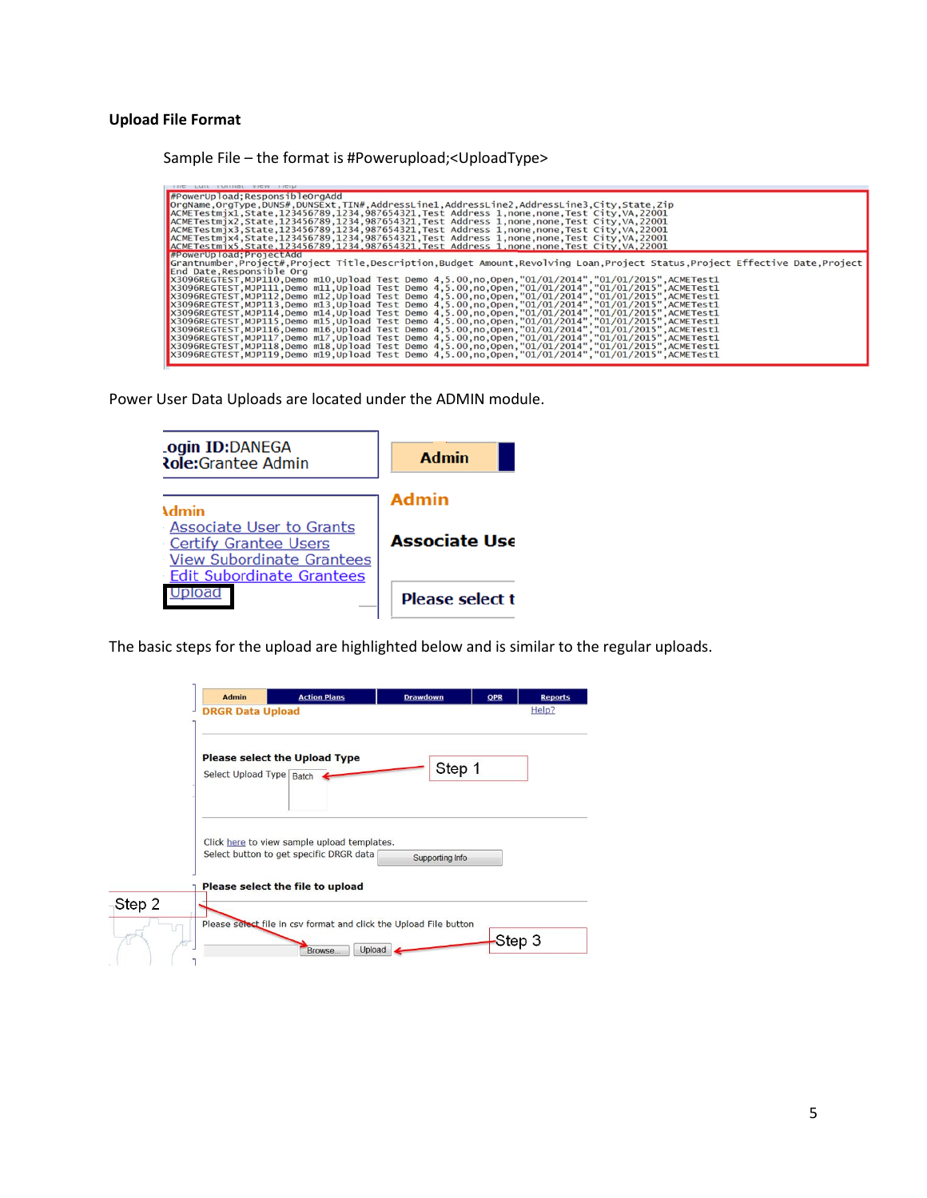**Upload File Format**

Sample File – the format is #Powerupload;<UploadType>

```
#PowerUpload;ResponsibleOrgAdd
OrgName,OrgType,DUNS#,DUNSExt,TIN#,AddressLine1,AddressLine2,AddressLine3,City,State,Zip
ACMETestmjx1,State,123456789,1234,987654321,Test Address 1,none,none,Test City,VA,22001
ACMETestmjx2,State,123456789,1234,987654321,Test Address 1,none,none,Test City,VA,22001
ACMETestmjx3,State,123456789,1234,987654321,Test Address 1,none,none,Test City,VA,22001
ACMETestmjx4,State,123456789,1234,987654321,Test Address 1,none,none,Test City,VA,22001
ACMETestmjx5,State,123456789,1234,987654321,Test Address 1,none,none,Test City,VA,22001
#PowerUpload;ProjectAdd
Grantnumber,Project#,Project Title,Description,Budget Amount,Revolving Loan,Project Status,Project Effective Date,Project End Date,Responsible Org
X3096REGTEST,MJP110,Demo m10,Upload Test Demo 4,5.00,no,Open,"01/01/2014","01/01/2015",ACMETest1
X3096REGTEST,MJP111,Demo m11,Upload Test Demo 4,5.00,no,Open,"01/01/2014","01/01/2015",ACMETest1
X3096REGTEST,MJP112,Demo m12,Upload Test Demo 4,5.00,no,Open,"01/01/2014","01/01/2015",ACMETest1
X3096REGTEST,MJP113,Demo m13,Upload Test Demo 4,5.00,no,Open,"01/01/2014","01/01/2015",ACMETest1
X3096REGTEST,MJP114,Demo m14,Upload Test Demo 4,5.00,no,Open,"01/01/2014","01/01/2015",ACMETest1
X3096REGTEST,MJP115,Demo m15,Upload Test Demo 4,5.00,no,Open,"01/01/2014","01/01/2015",ACMETest1
X3096REGTEST,MJP116,Demo m16,Upload Test Demo 4,5.00,no,Open,"01/01/2014","01/01/2015",ACMETest1
X3096REGTEST,MJP117,Demo m17,Upload Test Demo 4,5.00,no,Open,"01/01/2014","01/01/2015",ACMETest1
X3096REGTEST,MJP118,Demo m18,Upload Test Demo 4,5.00,no,Open,"01/01/2014","01/01/2015",ACMETest1
X3096REGTEST,MJP119,Demo m19,Upload Test Demo 4,5.00,no,Open,"01/01/2014","01/01/2015",ACMETest1
```

Power User Data Uploads are located under the ADMIN module.

The basic steps for the upload are highlighted below and is similar to the regular uploads.